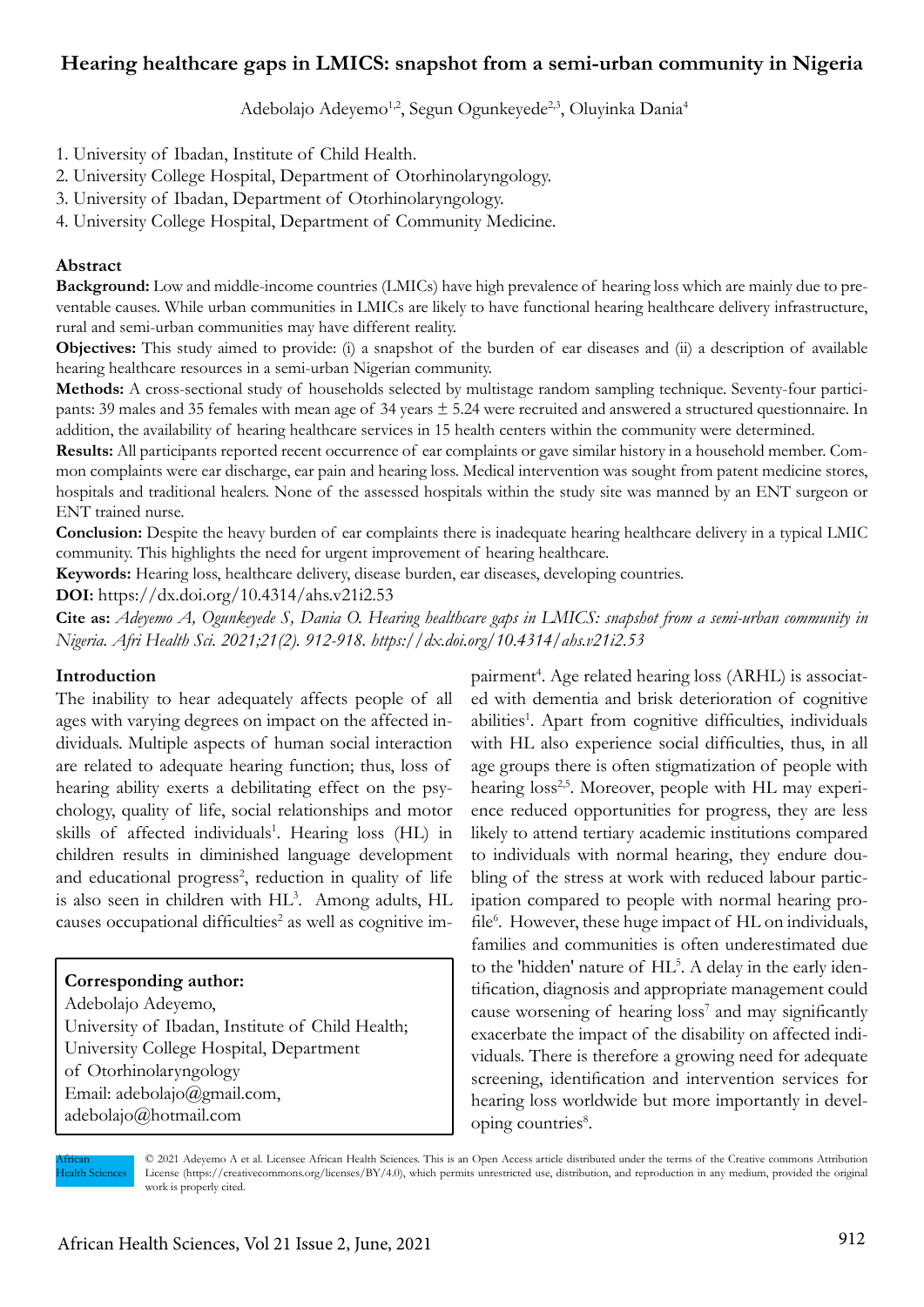# Hearing healthcare gaps in LMICS: snapshot from a semi-urban community in Nigeria

Adebolajo Adeyemo[1,2], Segun Ogunkeyede[2,3], Oluyinka Dania[4]

1. University of Ibadan, Institute of Child Health.
2. University College Hospital, Department of Otorhinolaryngology.
3. University of Ibadan, Department of Otorhinolaryngology.
4. University College Hospital, Department of Community Medicine.

## Abstract

**Background:** Low and middle-income countries (LMICs) have high prevalence of hearing loss which are mainly due to preventable causes. While urban communities in LMICs are likely to have functional hearing healthcare delivery infrastructure, rural and semi-urban communities may have different reality.

**Objectives:** This study aimed to provide: (i) a snapshot of the burden of ear diseases and (ii) a description of available hearing healthcare resources in a semi-urban Nigerian community.

**Methods:** A cross-sectional study of households selected by multistage random sampling technique. Seventy-four participants: 39 males and 35 females with mean age of 34 years ± 5.24 were recruited and answered a structured questionnaire. In addition, the availability of hearing healthcare services in 15 health centers within the community were determined.

**Results:** All participants reported recent occurrence of ear complaints or gave similar history in a household member. Common complaints were ear discharge, ear pain and hearing loss. Medical intervention was sought from patent medicine stores, hospitals and traditional healers. None of the assessed hospitals within the study site was manned by an ENT surgeon or ENT trained nurse.

**Conclusion:** Despite the heavy burden of ear complaints there is inadequate hearing healthcare delivery in a typical LMIC community. This highlights the need for urgent improvement of hearing healthcare.

**Keywords:** Hearing loss, healthcare delivery, disease burden, ear diseases, developing countries.

**DOI:** https://dx.doi.org/10.4314/ahs.v21i2.53

**Cite as:** *Adeyemo A, Ogunkeyede S, Dania O. Hearing healthcare gaps in LMICS: snapshot from a semi-urban community in Nigeria. Afri Health Sci. 2021;21(2). 912-918. https://dx.doi.org/10.4314/ahs.v21i2.53*

## Introduction

The inability to hear adequately affects people of all ages with varying degrees on impact on the affected individuals. Multiple aspects of human social interaction are related to adequate hearing function; thus, loss of hearing ability exerts a debilitating effect on the psychology, quality of life, social relationships and motor skills of affected individuals[1]. Hearing loss (HL) in children results in diminished language development and educational progress[2], reduction in quality of life is also seen in children with HL[3]. Among adults, HL causes occupational difficulties[2] as well as cognitive impairment[4]. Age related hearing loss (ARHL) is associated with dementia and brisk deterioration of cognitive abilities[1]. Apart from cognitive difficulties, individuals with HL also experience social difficulties, thus, in all age groups there is often stigmatization of people with hearing loss[2,5]. Moreover, people with HL may experience reduced opportunities for progress, they are less likely to attend tertiary academic institutions compared to individuals with normal hearing, they endure doubling of the stress at work with reduced labour participation compared to people with normal hearing profile[6]. However, these huge impact of HL on individuals, families and communities is often underestimated due to the 'hidden' nature of HL[5]. A delay in the early identification, diagnosis and appropriate management could cause worsening of hearing loss[7] and may significantly exacerbate the impact of the disability on affected individuals. There is therefore a growing need for adequate screening, identification and intervention services for hearing loss worldwide but more importantly in developing countries[8].

**Corresponding author:**
Adebolajo Adeyemo,
University of Ibadan, Institute of Child Health;
University College Hospital, Department of Otorhinolaryngology
Email: adebolajo@gmail.com,
adebolajo@hotmail.com

© 2021 Adeyemo A et al. Licensee African Health Sciences. This is an Open Access article distributed under the terms of the Creative commons Attribution License (https://creativecommons.org/licenses/BY/4.0), which permits unrestricted use, distribution, and reproduction in any medium, provided the original work is properly cited.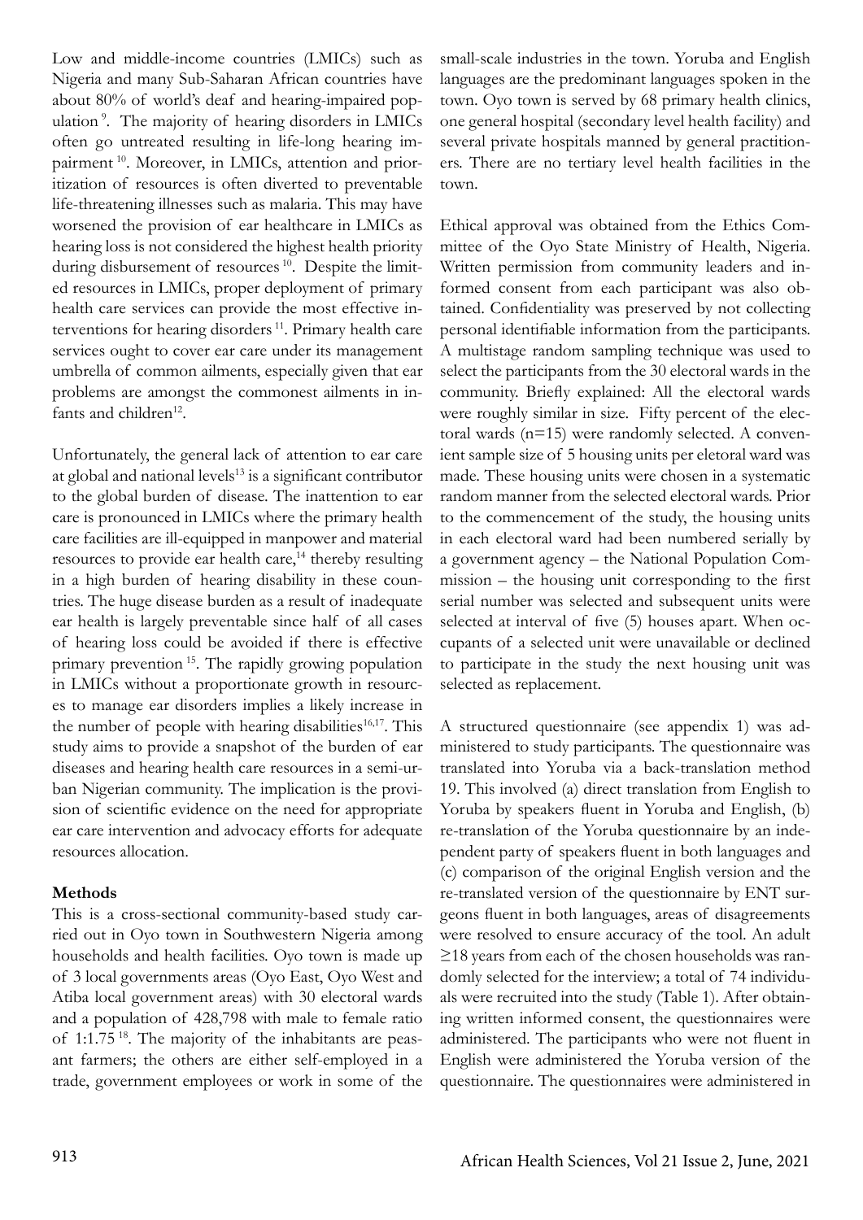Low and middle-income countries (LMICs) such as Nigeria and many Sub-Saharan African countries have about 80% of world's deaf and hearing-impaired population [9]. The majority of hearing disorders in LMICs often go untreated resulting in life-long hearing impairment [10]. Moreover, in LMICs, attention and prioritization of resources is often diverted to preventable life-threatening illnesses such as malaria. This may have worsened the provision of ear healthcare in LMICs as hearing loss is not considered the highest health priority during disbursement of resources [10]. Despite the limited resources in LMICs, proper deployment of primary health care services can provide the most effective interventions for hearing disorders [11]. Primary health care services ought to cover ear care under its management umbrella of common ailments, especially given that ear problems are amongst the commonest ailments in infants and children[12].

Unfortunately, the general lack of attention to ear care at global and national levels[13] is a significant contributor to the global burden of disease. The inattention to ear care is pronounced in LMICs where the primary health care facilities are ill-equipped in manpower and material resources to provide ear health care,[14] thereby resulting in a high burden of hearing disability in these countries. The huge disease burden as a result of inadequate ear health is largely preventable since half of all cases of hearing loss could be avoided if there is effective primary prevention [15]. The rapidly growing population in LMICs without a proportionate growth in resources to manage ear disorders implies a likely increase in the number of people with hearing disabilities[16,17]. This study aims to provide a snapshot of the burden of ear diseases and hearing health care resources in a semi-urban Nigerian community. The implication is the provision of scientific evidence on the need for appropriate ear care intervention and advocacy efforts for adequate resources allocation.

## Methods

This is a cross-sectional community-based study carried out in Oyo town in Southwestern Nigeria among households and health facilities. Oyo town is made up of 3 local governments areas (Oyo East, Oyo West and Atiba local government areas) with 30 electoral wards and a population of 428,798 with male to female ratio of 1:1.75 [18]. The majority of the inhabitants are peasant farmers; the others are either self-employed in a trade, government employees or work in some of the small-scale industries in the town. Yoruba and English languages are the predominant languages spoken in the town. Oyo town is served by 68 primary health clinics, one general hospital (secondary level health facility) and several private hospitals manned by general practitioners. There are no tertiary level health facilities in the town.

Ethical approval was obtained from the Ethics Committee of the Oyo State Ministry of Health, Nigeria. Written permission from community leaders and informed consent from each participant was also obtained. Confidentiality was preserved by not collecting personal identifiable information from the participants. A multistage random sampling technique was used to select the participants from the 30 electoral wards in the community. Briefly explained: All the electoral wards were roughly similar in size. Fifty percent of the electoral wards (n=15) were randomly selected. A convenient sample size of 5 housing units per eletoral ward was made. These housing units were chosen in a systematic random manner from the selected electoral wards. Prior to the commencement of the study, the housing units in each electoral ward had been numbered serially by a government agency – the National Population Commission – the housing unit corresponding to the first serial number was selected and subsequent units were selected at interval of five (5) houses apart. When occupants of a selected unit were unavailable or declined to participate in the study the next housing unit was selected as replacement.

A structured questionnaire (see appendix 1) was administered to study participants. The questionnaire was translated into Yoruba via a back-translation method 19. This involved (a) direct translation from English to Yoruba by speakers fluent in Yoruba and English, (b) re-translation of the Yoruba questionnaire by an independent party of speakers fluent in both languages and (c) comparison of the original English version and the re-translated version of the questionnaire by ENT surgeons fluent in both languages, areas of disagreements were resolved to ensure accuracy of the tool. An adult ≥18 years from each of the chosen households was randomly selected for the interview; a total of 74 individuals were recruited into the study (Table 1). After obtaining written informed consent, the questionnaires were administered. The participants who were not fluent in English were administered the Yoruba version of the questionnaire. The questionnaires were administered in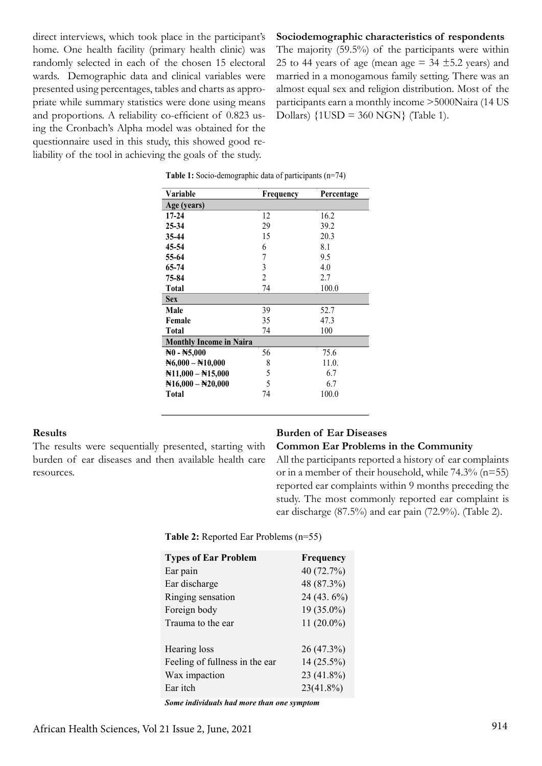direct interviews, which took place in the participant's home. One health facility (primary health clinic) was randomly selected in each of the chosen 15 electoral wards. Demographic data and clinical variables were presented using percentages, tables and charts as appropriate while summary statistics were done using means and proportions. A reliability co-efficient of 0.823 using the Cronbach's Alpha model was obtained for the questionnaire used in this study, this showed good reliability of the tool in achieving the goals of the study.

### Sociodemographic characteristics of respondents

The majority (59.5%) of the participants were within 25 to 44 years of age (mean age = 34 ±5.2 years) and married in a monogamous family setting. There was an almost equal sex and religion distribution. Most of the participants earn a monthly income >5000Naira (14 US Dollars) {1USD = 360 NGN} (Table 1).

**Table 1:** Socio-demographic data of participants (n=74)

| Variable | Frequency | Percentage |
|---|---|---|
| **Age (years)** | | |
| **17-24** | 12 | 16.2 |
| **25-34** | 29 | 39.2 |
| **35-44** | 15 | 20.3 |
| **45-54** | 6 | 8.1 |
| **55-64** | 7 | 9.5 |
| **65-74** | 3 | 4.0 |
| **75-84** | 2 | 2.7 |
| **Total** | 74 | 100.0 |
| **Sex** | | |
| **Male** | 39 | 52.7 |
| **Female** | 35 | 47.3 |
| **Total** | 74 | 100 |
| **Monthly Income in Naira** | | |
| **₦0 - ₦5,000** | 56 | 75.6 |
| **₦6,000 – ₦10,000** | 8 | 11.0. |
| **₦11,000 – ₦15,000** | 5 | 6.7 |
| **₦16,000 – ₦20,000** | 5 | 6.7 |
| **Total** | 74 | 100.0 |

## Results

The results were sequentially presented, starting with burden of ear diseases and then available health care resources.

### Burden of Ear Diseases

### Common Ear Problems in the Community

All the participants reported a history of ear complaints or in a member of their household, while 74.3% (n=55) reported ear complaints within 9 months preceding the study. The most commonly reported ear complaint is ear discharge (87.5%) and ear pain (72.9%). (Table 2).

**Table 2:** Reported Ear Problems (n=55)

| Types of Ear Problem | Frequency |
|---|---|
| Ear pain | 40 (72.7%) |
| Ear discharge | 48 (87.3%) |
| Ringing sensation | 24 (43. 6%) |
| Foreign body | 19 (35.0%) |
| Trauma to the ear | 11 (20.0%) |
| Hearing loss | 26 (47.3%) |
| Feeling of fullness in the ear | 14 (25.5%) |
| Wax impaction | 23 (41.8%) |
| Ear itch | 23(41.8%) |

***Some individuals had more than one symptom***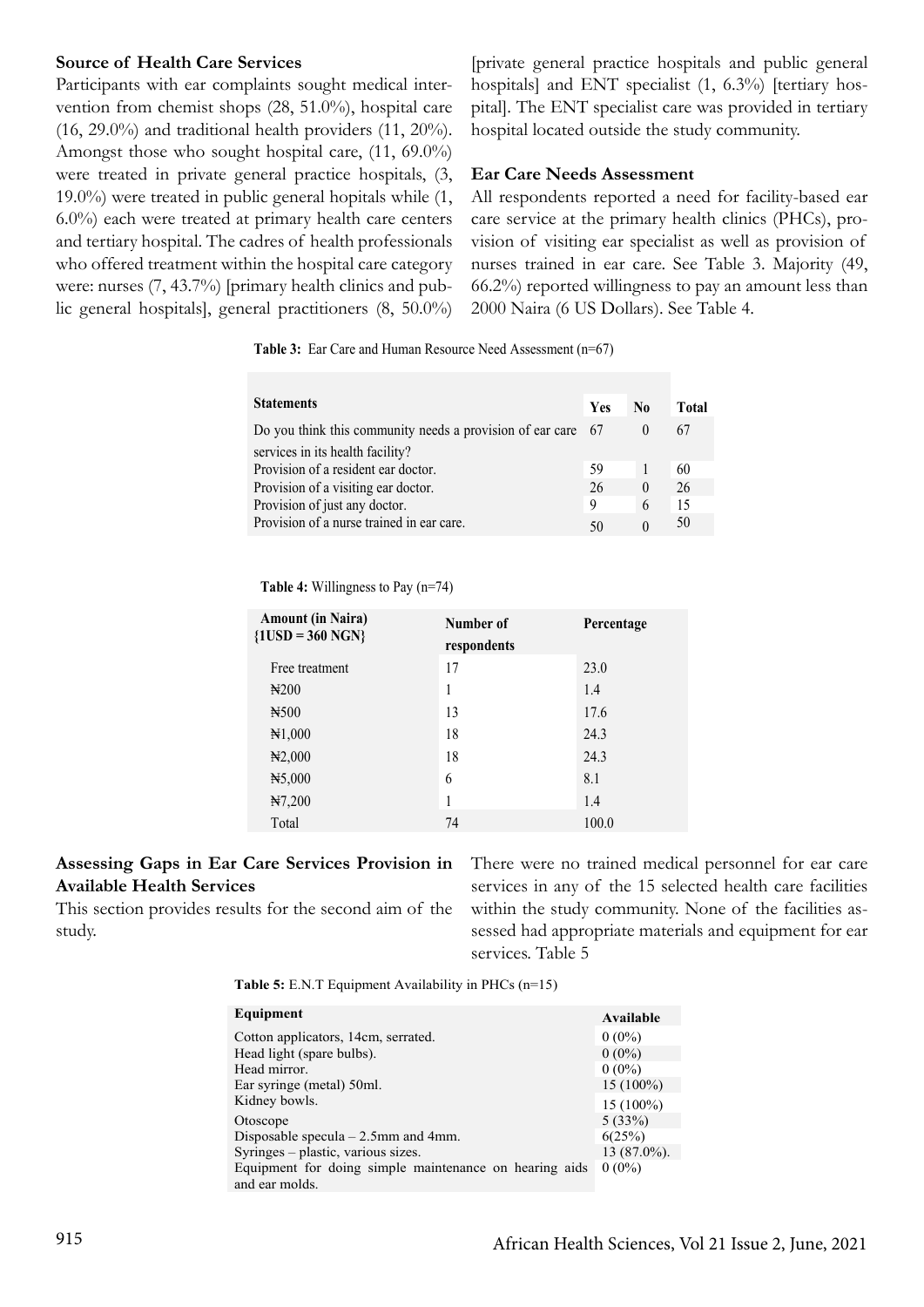### Source of Health Care Services

Participants with ear complaints sought medical intervention from chemist shops (28, 51.0%), hospital care (16, 29.0%) and traditional health providers (11, 20%). Amongst those who sought hospital care, (11, 69.0%) were treated in private general practice hospitals, (3, 19.0%) were treated in public general hopitals while (1, 6.0%) each were treated at primary health care centers and tertiary hospital. The cadres of health professionals who offered treatment within the hospital care category were: nurses (7, 43.7%) [primary health clinics and public general hospitals], general practitioners (8, 50.0%) [private general practice hospitals and public general hospitals] and ENT specialist (1, 6.3%) [tertiary hospital]. The ENT specialist care was provided in tertiary hospital located outside the study community.

### Ear Care Needs Assessment

All respondents reported a need for facility-based ear care service at the primary health clinics (PHCs), provision of visiting ear specialist as well as provision of nurses trained in ear care. See Table 3. Majority (49, 66.2%) reported willingness to pay an amount less than 2000 Naira (6 US Dollars). See Table 4.

**Table 3:** Ear Care and Human Resource Need Assessment (n=67)

| Statements | Yes | No | Total |
|---|---|---|---|
| Do you think this community needs a provision of ear care services in its health facility? | 67 | 0 | 67 |
| Provision of a resident ear doctor. | 59 | 1 | 60 |
| Provision of a visiting ear doctor. | 26 | 0 | 26 |
| Provision of just any doctor. | 9 | 6 | 15 |
| Provision of a nurse trained in ear care. | 50 | 0 | 50 |

**Table 4:** Willingness to Pay (n=74)

| Amount (in Naira) {1USD = 360 NGN} | Number of respondents | Percentage |
|---|---|---|
| Free treatment | 17 | 23.0 |
| ₦200 | 1 | 1.4 |
| ₦500 | 13 | 17.6 |
| ₦1,000 | 18 | 24.3 |
| ₦2,000 | 18 | 24.3 |
| ₦5,000 | 6 | 8.1 |
| ₦7,200 | 1 | 1.4 |
| Total | 74 | 100.0 |

### Assessing Gaps in Ear Care Services Provision in Available Health Services

This section provides results for the second aim of the study.

There were no trained medical personnel for ear care services in any of the 15 selected health care facilities within the study community. None of the facilities assessed had appropriate materials and equipment for ear services. Table 5

**Table 5:** E.N.T Equipment Availability in PHCs (n=15)

| Equipment | Available |
|---|---|
| Cotton applicators, 14cm, serrated. | 0 (0%) |
| Head light (spare bulbs). | 0 (0%) |
| Head mirror. | 0 (0%) |
| Ear syringe (metal) 50ml. | 15 (100%) |
| Kidney bowls. | 15 (100%) |
| Otoscope | 5 (33%) |
| Disposable specula – 2.5mm and 4mm. | 6(25%) |
| Syringes – plastic, various sizes. | 13 (87.0%). |
| Equipment for doing simple maintenance on hearing aids and ear molds. | 0 (0%) |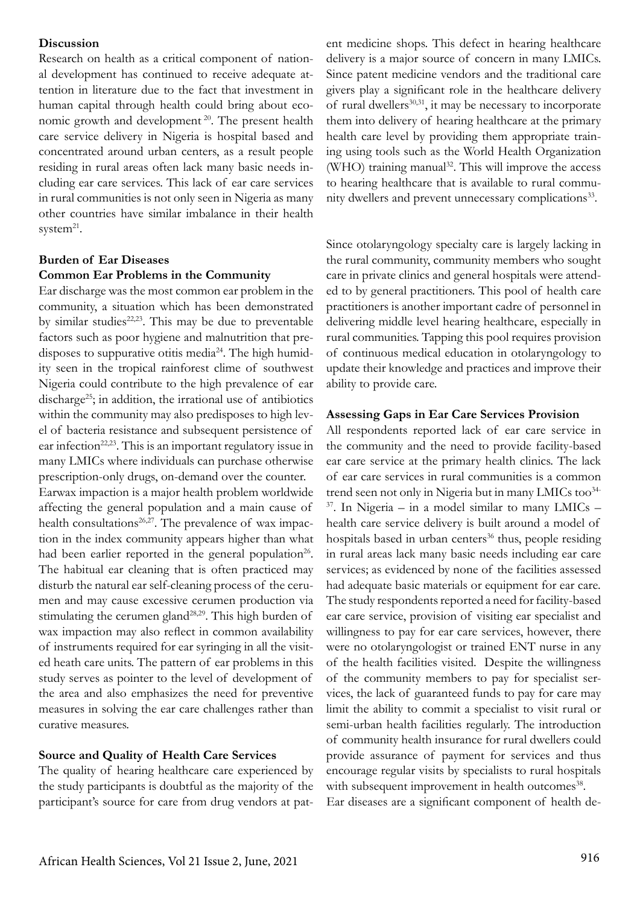## Discussion

Research on health as a critical component of national development has continued to receive adequate attention in literature due to the fact that investment in human capital through health could bring about economic growth and development [20]. The present health care service delivery in Nigeria is hospital based and concentrated around urban centers, as a result people residing in rural areas often lack many basic needs including ear care services. This lack of ear care services in rural communities is not only seen in Nigeria as many other countries have similar imbalance in their health system[21].

### Burden of Ear Diseases

#### Common Ear Problems in the Community

Ear discharge was the most common ear problem in the community, a situation which has been demonstrated by similar studies[22,23]. This may be due to preventable factors such as poor hygiene and malnutrition that predisposes to suppurative otitis media[24]. The high humidity seen in the tropical rainforest clime of southwest Nigeria could contribute to the high prevalence of ear discharge[25]; in addition, the irrational use of antibiotics within the community may also predisposes to high level of bacteria resistance and subsequent persistence of ear infection[22,23]. This is an important regulatory issue in many LMICs where individuals can purchase otherwise prescription-only drugs, on-demand over the counter.

Earwax impaction is a major health problem worldwide affecting the general population and a main cause of health consultations[26,27]. The prevalence of wax impaction in the index community appears higher than what had been earlier reported in the general population[26]. The habitual ear cleaning that is often practiced may disturb the natural ear self-cleaning process of the cerumen and may cause excessive cerumen production via stimulating the cerumen gland[28,29]. This high burden of wax impaction may also reflect in common availability of instruments required for ear syringing in all the visited heath care units. The pattern of ear problems in this study serves as pointer to the level of development of the area and also emphasizes the need for preventive measures in solving the ear care challenges rather than curative measures.

#### Source and Quality of Health Care Services

The quality of hearing healthcare care experienced by the study participants is doubtful as the majority of the participant's source for care from drug vendors at patent medicine shops. This defect in hearing healthcare delivery is a major source of concern in many LMICs. Since patent medicine vendors and the traditional care givers play a significant role in the healthcare delivery of rural dwellers[30,31], it may be necessary to incorporate them into delivery of hearing healthcare at the primary health care level by providing them appropriate training using tools such as the World Health Organization (WHO) training manual[32]. This will improve the access to hearing healthcare that is available to rural community dwellers and prevent unnecessary complications[33].

Since otolaryngology specialty care is largely lacking in the rural community, community members who sought care in private clinics and general hospitals were attended to by general practitioners. This pool of health care practitioners is another important cadre of personnel in delivering middle level hearing healthcare, especially in rural communities. Tapping this pool requires provision of continuous medical education in otolaryngology to update their knowledge and practices and improve their ability to provide care.

#### Assessing Gaps in Ear Care Services Provision

All respondents reported lack of ear care service in the community and the need to provide facility-based ear care service at the primary health clinics. The lack of ear care services in rural communities is a common trend seen not only in Nigeria but in many LMICs too[34-37]. In Nigeria – in a model similar to many LMICs – health care service delivery is built around a model of hospitals based in urban centers[36] thus, people residing in rural areas lack many basic needs including ear care services; as evidenced by none of the facilities assessed had adequate basic materials or equipment for ear care. The study respondents reported a need for facility-based ear care service, provision of visiting ear specialist and willingness to pay for ear care services, however, there were no otolaryngologist or trained ENT nurse in any of the health facilities visited. Despite the willingness of the community members to pay for specialist services, the lack of guaranteed funds to pay for care may limit the ability to commit a specialist to visit rural or semi-urban health facilities regularly. The introduction of community health insurance for rural dwellers could provide assurance of payment for services and thus encourage regular visits by specialists to rural hospitals with subsequent improvement in health outcomes[38].

Ear diseases are a significant component of health de-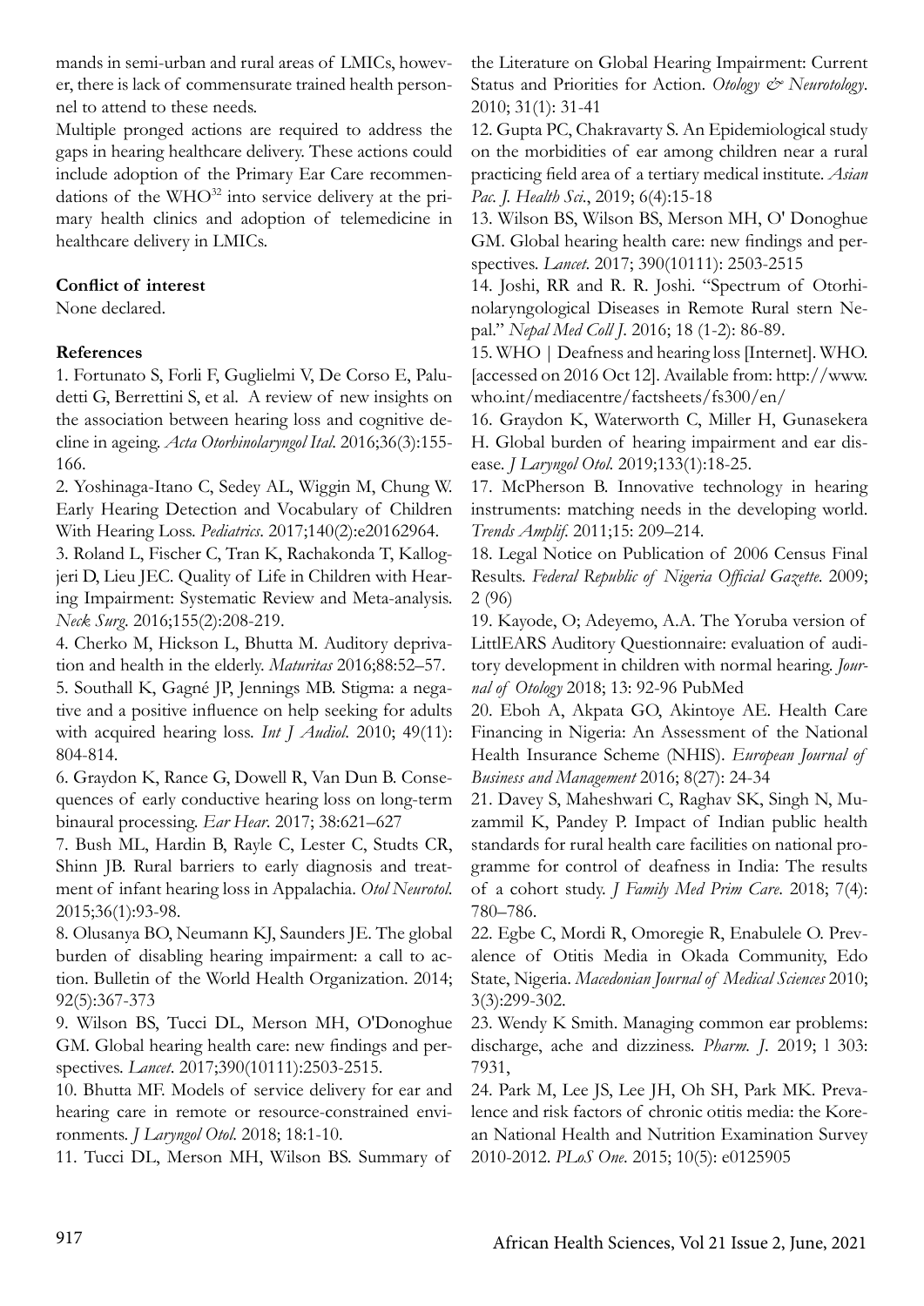mands in semi-urban and rural areas of LMICs, however, there is lack of commensurate trained health personnel to attend to these needs.

Multiple pronged actions are required to address the gaps in hearing healthcare delivery. These actions could include adoption of the Primary Ear Care recommendations of the WHO[32] into service delivery at the primary health clinics and adoption of telemedicine in healthcare delivery in LMICs.

**Conflict of interest**

None declared.

**References**

1. Fortunato S, Forli F, Guglielmi V, De Corso E, Paludetti G, Berrettini S, et al. A review of new insights on the association between hearing loss and cognitive decline in ageing. *Acta Otorhinolaryngol Ital*. 2016;36(3):155-166.

2. Yoshinaga-Itano C, Sedey AL, Wiggin M, Chung W. Early Hearing Detection and Vocabulary of Children With Hearing Loss. *Pediatrics*. 2017;140(2):e20162964.

3. Roland L, Fischer C, Tran K, Rachakonda T, Kallogjeri D, Lieu JEC. Quality of Life in Children with Hearing Impairment: Systematic Review and Meta-analysis. *Neck Surg*. 2016;155(2):208-219.

4. Cherko M, Hickson L, Bhutta M. Auditory deprivation and health in the elderly. *Maturitas* 2016;88:52–57.

5. Southall K, Gagné JP, Jennings MB. Stigma: a negative and a positive influence on help seeking for adults with acquired hearing loss. *Int J Audiol*. 2010; 49(11): 804-814.

6. Graydon K, Rance G, Dowell R, Van Dun B. Consequences of early conductive hearing loss on long-term binaural processing. *Ear Hear*. 2017; 38:621–627

7. Bush ML, Hardin B, Rayle C, Lester C, Studts CR, Shinn JB. Rural barriers to early diagnosis and treatment of infant hearing loss in Appalachia. *Otol Neurotol*. 2015;36(1):93-98.

8. Olusanya BO, Neumann KJ, Saunders JE. The global burden of disabling hearing impairment: a call to action. Bulletin of the World Health Organization. 2014; 92(5):367-373

9. Wilson BS, Tucci DL, Merson MH, O'Donoghue GM. Global hearing health care: new findings and perspectives. *Lancet*. 2017;390(10111):2503-2515.

10. Bhutta MF. Models of service delivery for ear and hearing care in remote or resource-constrained environments. *J Laryngol Otol*. 2018; 18:1-10.

11. Tucci DL, Merson MH, Wilson BS. Summary of the Literature on Global Hearing Impairment: Current Status and Priorities for Action. *Otology & Neurotology*. 2010; 31(1): 31-41

12. Gupta PC, Chakravarty S. An Epidemiological study on the morbidities of ear among children near a rural practicing field area of a tertiary medical institute. *Asian Pac. J. Health Sci*., 2019; 6(4):15-18

13. Wilson BS, Wilson BS, Merson MH, O' Donoghue GM. Global hearing health care: new findings and perspectives. *Lancet*. 2017; 390(10111): 2503-2515

14. Joshi, RR and R. R. Joshi. "Spectrum of Otorhinolaryngological Diseases in Remote Rural stern Nepal." *Nepal Med Coll J*. 2016; 18 (1-2): 86-89.

15. WHO | Deafness and hearing loss [Internet]. WHO. [accessed on 2016 Oct 12]. Available from: http://www.who.int/mediacentre/factsheets/fs300/en/

16. Graydon K, Waterworth C, Miller H, Gunasekera H. Global burden of hearing impairment and ear disease. *J Laryngol Otol*. 2019;133(1):18-25.

17. McPherson B. Innovative technology in hearing instruments: matching needs in the developing world. *Trends Amplif*. 2011;15: 209–214.

18. Legal Notice on Publication of 2006 Census Final Results. *Federal Republic of Nigeria Official Gazette*. 2009; 2 (96)

19. Kayode, O; Adeyemo, A.A. The Yoruba version of LittlEARS Auditory Questionnaire: evaluation of auditory development in children with normal hearing. *Journal of Otology* 2018; 13: 92-96 PubMed

20. Eboh A, Akpata GO, Akintoye AE. Health Care Financing in Nigeria: An Assessment of the National Health Insurance Scheme (NHIS). *European Journal of Business and Management* 2016; 8(27): 24-34

21. Davey S, Maheshwari C, Raghav SK, Singh N, Muzammil K, Pandey P. Impact of Indian public health standards for rural health care facilities on national programme for control of deafness in India: The results of a cohort study. *J Family Med Prim Care*. 2018; 7(4): 780–786.

22. Egbe C, Mordi R, Omoregie R, Enabulele O. Prevalence of Otitis Media in Okada Community, Edo State, Nigeria. *Macedonian Journal of Medical Sciences* 2010; 3(3):299-302.

23. Wendy K Smith. Managing common ear problems: discharge, ache and dizziness. *Pharm. J*. 2019; l 303: 7931,

24. Park M, Lee JS, Lee JH, Oh SH, Park MK. Prevalence and risk factors of chronic otitis media: the Korean National Health and Nutrition Examination Survey 2010-2012. *PLoS One*. 2015; 10(5): e0125905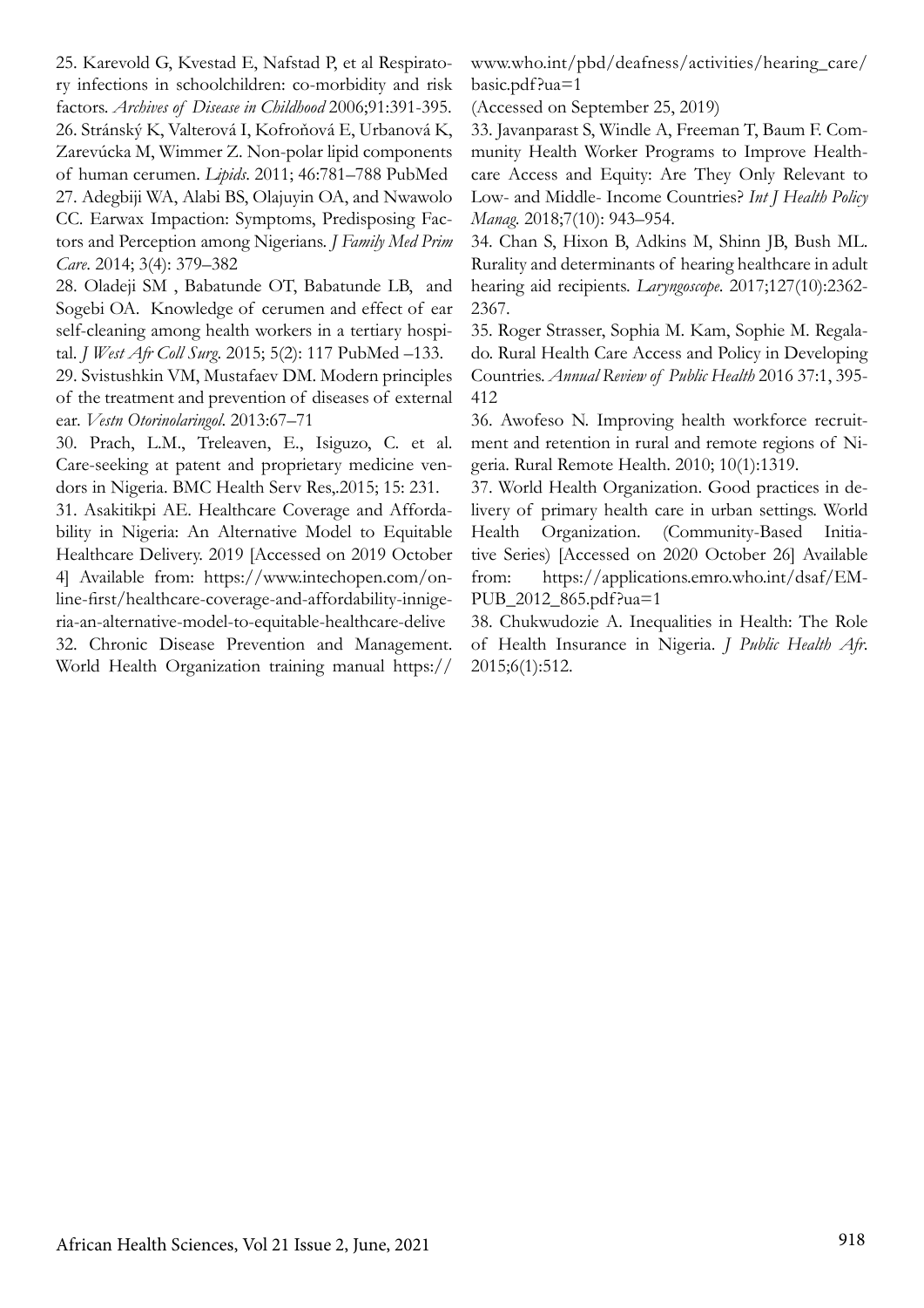25. Karevold G, Kvestad E, Nafstad P, et al Respiratory infections in schoolchildren: co-morbidity and risk factors. *Archives of Disease in Childhood* 2006;91:391-395.

26. Stránský K, Valterová I, Kofroňová E, Urbanová K, Zarevúcka M, Wimmer Z. Non-polar lipid components of human cerumen. *Lipids*. 2011; 46:781–788 PubMed

27. Adegbiji WA, Alabi BS, Olajuyin OA, and Nwawolo CC. Earwax Impaction: Symptoms, Predisposing Factors and Perception among Nigerians. *J Family Med Prim Care*. 2014; 3(4): 379–382

28. Oladeji SM , Babatunde OT, Babatunde LB, and Sogebi OA. Knowledge of cerumen and effect of ear self-cleaning among health workers in a tertiary hospital. *J West Afr Coll Surg*. 2015; 5(2): 117 PubMed –133.

29. Svistushkin VM, Mustafaev DM. Modern principles of the treatment and prevention of diseases of external ear. *Vestn Otorinolaringol*. 2013:67–71

30. Prach, L.M., Treleaven, E., Isiguzo, C. et al. Care-seeking at patent and proprietary medicine vendors in Nigeria. BMC Health Serv Res,.2015; 15: 231.

31. Asakitikpi AE. Healthcare Coverage and Affordability in Nigeria: An Alternative Model to Equitable Healthcare Delivery. 2019 [Accessed on 2019 October 4] Available from: https://www.intechopen.com/online-first/healthcare-coverage-and-affordability-innigeria-an-alternative-model-to-equitable-healthcare-delive

32. Chronic Disease Prevention and Management. World Health Organization training manual https://www.who.int/pbd/deafness/activities/hearing_care/basic.pdf?ua=1
(Accessed on September 25, 2019)

33. Javanparast S, Windle A, Freeman T, Baum F. Community Health Worker Programs to Improve Healthcare Access and Equity: Are They Only Relevant to Low- and Middle- Income Countries? *Int J Health Policy Manag*. 2018;7(10): 943–954.

34. Chan S, Hixon B, Adkins M, Shinn JB, Bush ML. Rurality and determinants of hearing healthcare in adult hearing aid recipients. *Laryngoscope*. 2017;127(10):2362-2367.

35. Roger Strasser, Sophia M. Kam, Sophie M. Regalado. Rural Health Care Access and Policy in Developing Countries. *Annual Review of Public Health* 2016 37:1, 395-412

36. Awofeso N. Improving health workforce recruitment and retention in rural and remote regions of Nigeria. Rural Remote Health. 2010; 10(1):1319.

37. World Health Organization. Good practices in delivery of primary health care in urban settings. World Health Organization. (Community-Based Initiative Series) [Accessed on 2020 October 26] Available from: https://applications.emro.who.int/dsaf/EMPUB_2012_865.pdf?ua=1

38. Chukwudozie A. Inequalities in Health: The Role of Health Insurance in Nigeria. *J Public Health Afr*. 2015;6(1):512.